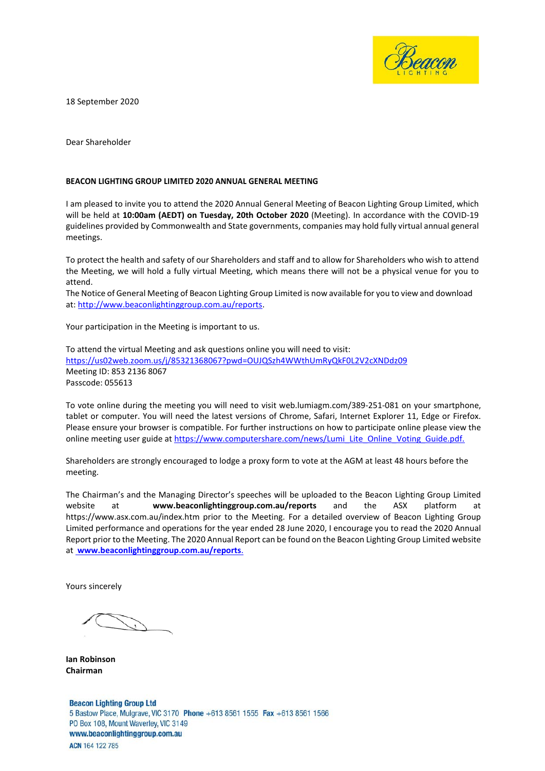18 September 2020

Dear Shareholder

**BEACON LIGHTING GROUP LIMITED 2020 ANNUAL GENERAL MEETING**

I am pleased to invite you to attend the 2020 Annual General Meeting of Beacon Lighting Group Limited, which will be held at **10:00am (AEDT) on Tuesday, 20th October 2020** (Meeting). In accordance with the COVID-19 guidelines provided by Commonwealth and State governments, companies may hold fully virtual annual general meetings.

To protect the health and safety of our Shareholders and staff and to allow for Shareholders who wish to attend the Meeting, we will hold a fully virtual Meeting, which means there will not be a physical venue for you to attend.

The Notice of General Meeting of Beacon Lighting Group Limited is now available for you to view and download at: http://www.beaconlightinggroup.com.au/reports.

Your participation in the Meeting is important to us.

To attend the virtual Meeting and ask questions online you will need to visit:
https://us02web.zoom.us/j/85321368067?pwd=OUJQSzh4WWthUmRyQkF0L2V2cXNDdz09
Meeting ID: 853 2136 8067
Passcode: 055613

To vote online during the meeting you will need to visit web.lumiagm.com/389-251-081 on your smartphone, tablet or computer. You will need the latest versions of Chrome, Safari, Internet Explorer 11, Edge or Firefox. Please ensure your browser is compatible. For further instructions on how to participate online please view the online meeting user guide at https://www.computershare.com/news/Lumi_Lite_Online_Voting_Guide.pdf.

Shareholders are strongly encouraged to lodge a proxy form to vote at the AGM at least 48 hours before the meeting.

The Chairman's and the Managing Director's speeches will be uploaded to the Beacon Lighting Group Limited website at **www.beaconlightinggroup.com.au/reports** and the ASX platform at https://www.asx.com.au/index.htm prior to the Meeting. For a detailed overview of Beacon Lighting Group Limited performance and operations for the year ended 28 June 2020, I encourage you to read the 2020 Annual Report prior to the Meeting. The 2020 Annual Report can be found on the Beacon Lighting Group Limited website at **www.beaconlightinggroup.com.au/reports**.

Yours sincerely

**Ian Robinson**
**Chairman**

**Beacon Lighting Group Ltd**
5 Bastow Place, Mulgrave, VIC 3170 **Phone** +613 8561 1555 **Fax** +613 8561 1566
PO Box 108, Mount Waverley, VIC 3149
**www.beaconlightinggroup.com.au**
**ACN** 164 122 785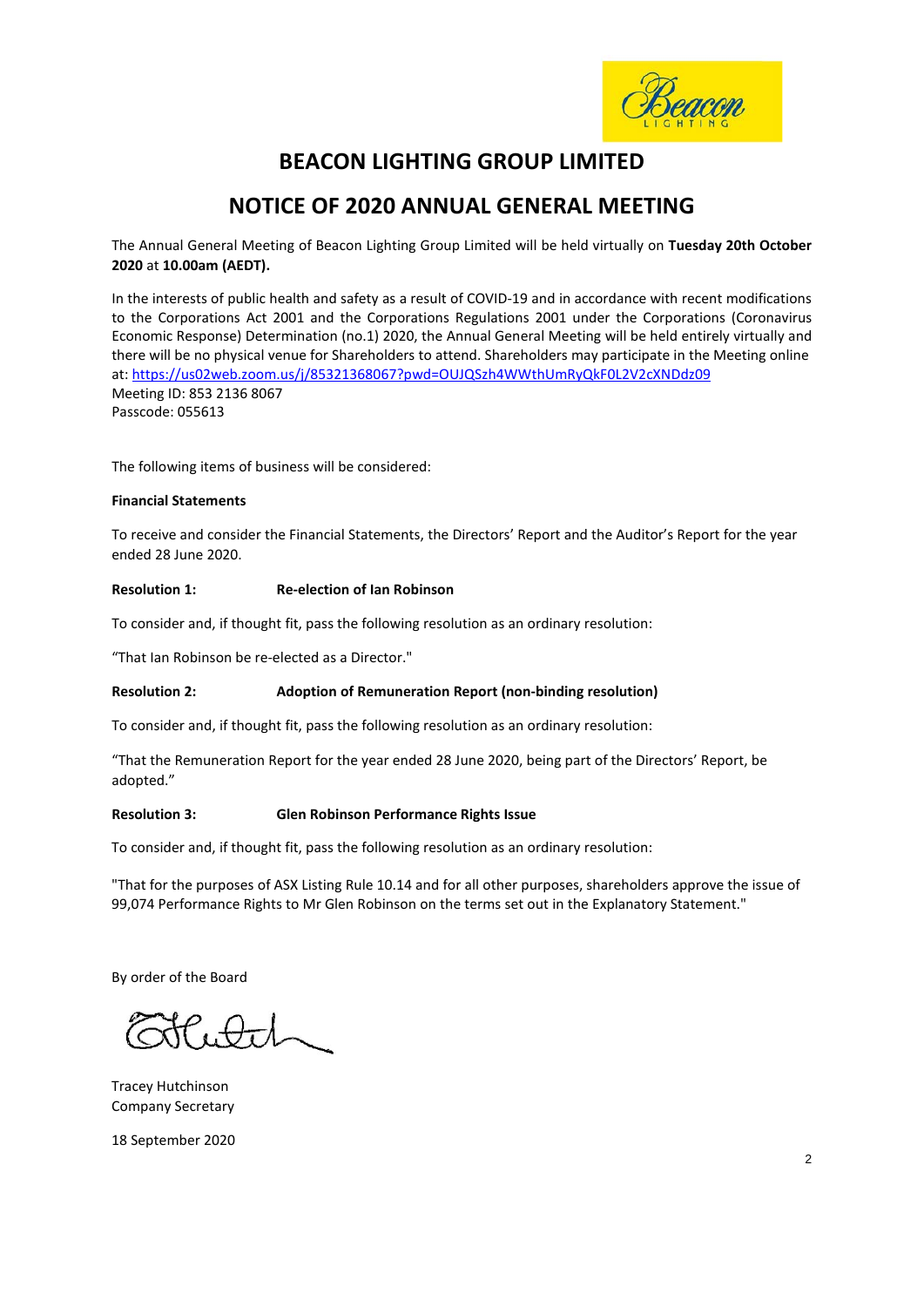# BEACON LIGHTING GROUP LIMITED

# NOTICE OF 2020 ANNUAL GENERAL MEETING

The Annual General Meeting of Beacon Lighting Group Limited will be held virtually on **Tuesday 20th October 2020** at **10.00am (AEDT).**

In the interests of public health and safety as a result of COVID-19 and in accordance with recent modifications to the Corporations Act 2001 and the Corporations Regulations 2001 under the Corporations (Coronavirus Economic Response) Determination (no.1) 2020, the Annual General Meeting will be held entirely virtually and there will be no physical venue for Shareholders to attend. Shareholders may participate in the Meeting online at: https://us02web.zoom.us/j/85321368067?pwd=OUJQSzh4WWthUmRyQkF0L2V2cXNDdz09
Meeting ID: 853 2136 8067
Passcode: 055613

The following items of business will be considered:

**Financial Statements**

To receive and consider the Financial Statements, the Directors' Report and the Auditor's Report for the year ended 28 June 2020.

**Resolution 1: Re-election of Ian Robinson**

To consider and, if thought fit, pass the following resolution as an ordinary resolution:

"That Ian Robinson be re-elected as a Director."

**Resolution 2: Adoption of Remuneration Report (non-binding resolution)**

To consider and, if thought fit, pass the following resolution as an ordinary resolution:

"That the Remuneration Report for the year ended 28 June 2020, being part of the Directors' Report, be adopted."

**Resolution 3: Glen Robinson Performance Rights Issue**

To consider and, if thought fit, pass the following resolution as an ordinary resolution:

"That for the purposes of ASX Listing Rule 10.14 and for all other purposes, shareholders approve the issue of 99,074 Performance Rights to Mr Glen Robinson on the terms set out in the Explanatory Statement."

By order of the Board

Tracey Hutchinson
Company Secretary

18 September 2020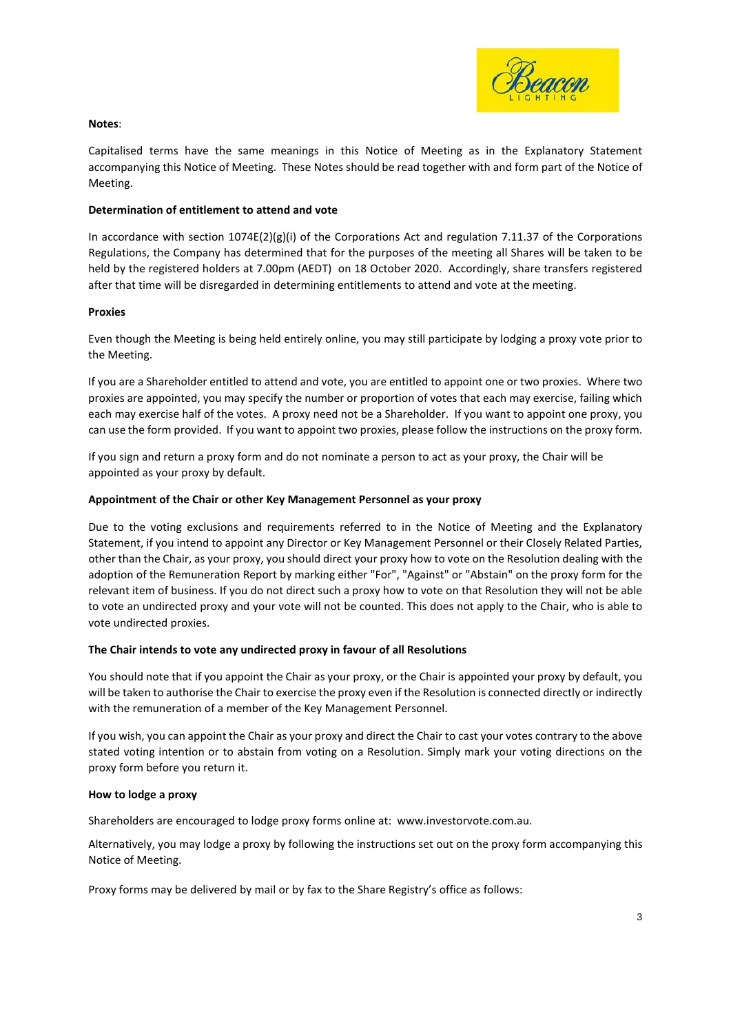**Notes**:

Capitalised terms have the same meanings in this Notice of Meeting as in the Explanatory Statement accompanying this Notice of Meeting. These Notes should be read together with and form part of the Notice of Meeting.

**Determination of entitlement to attend and vote**

In accordance with section 1074E(2)(g)(i) of the Corporations Act and regulation 7.11.37 of the Corporations Regulations, the Company has determined that for the purposes of the meeting all Shares will be taken to be held by the registered holders at 7.00pm (AEDT) on 18 October 2020. Accordingly, share transfers registered after that time will be disregarded in determining entitlements to attend and vote at the meeting.

**Proxies**

Even though the Meeting is being held entirely online, you may still participate by lodging a proxy vote prior to the Meeting.

If you are a Shareholder entitled to attend and vote, you are entitled to appoint one or two proxies. Where two proxies are appointed, you may specify the number or proportion of votes that each may exercise, failing which each may exercise half of the votes. A proxy need not be a Shareholder. If you want to appoint one proxy, you can use the form provided. If you want to appoint two proxies, please follow the instructions on the proxy form.

If you sign and return a proxy form and do not nominate a person to act as your proxy, the Chair will be appointed as your proxy by default.

**Appointment of the Chair or other Key Management Personnel as your proxy**

Due to the voting exclusions and requirements referred to in the Notice of Meeting and the Explanatory Statement, if you intend to appoint any Director or Key Management Personnel or their Closely Related Parties, other than the Chair, as your proxy, you should direct your proxy how to vote on the Resolution dealing with the adoption of the Remuneration Report by marking either "For", "Against" or "Abstain" on the proxy form for the relevant item of business. If you do not direct such a proxy how to vote on that Resolution they will not be able to vote an undirected proxy and your vote will not be counted. This does not apply to the Chair, who is able to vote undirected proxies.

**The Chair intends to vote any undirected proxy in favour of all Resolutions**

You should note that if you appoint the Chair as your proxy, or the Chair is appointed your proxy by default, you will be taken to authorise the Chair to exercise the proxy even if the Resolution is connected directly or indirectly with the remuneration of a member of the Key Management Personnel.

If you wish, you can appoint the Chair as your proxy and direct the Chair to cast your votes contrary to the above stated voting intention or to abstain from voting on a Resolution. Simply mark your voting directions on the proxy form before you return it.

**How to lodge a proxy**

Shareholders are encouraged to lodge proxy forms online at: www.investorvote.com.au.

Alternatively, you may lodge a proxy by following the instructions set out on the proxy form accompanying this Notice of Meeting.

Proxy forms may be delivered by mail or by fax to the Share Registry's office as follows: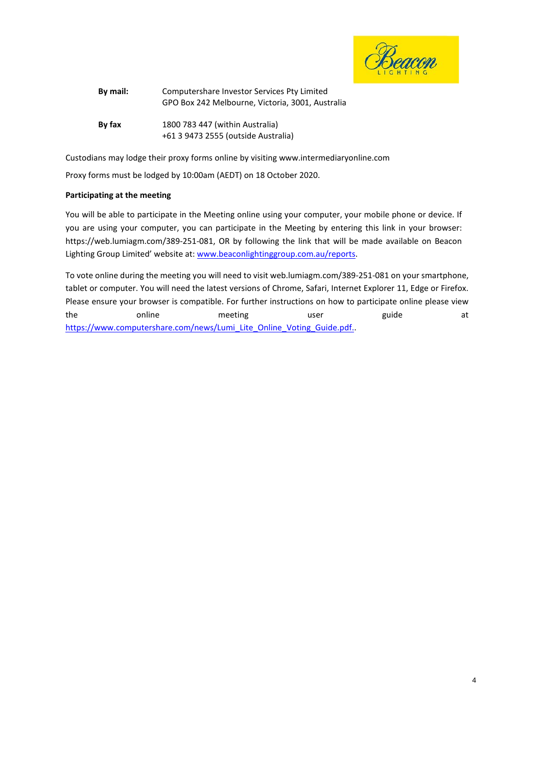| | |
|---|---|
| **By mail:** | Computershare Investor Services Pty Limited<br>GPO Box 242 Melbourne, Victoria, 3001, Australia |
| **By fax** | 1800 783 447 (within Australia)<br>+61 3 9473 2555 (outside Australia) |

Custodians may lodge their proxy forms online by visiting www.intermediaryonline.com

Proxy forms must be lodged by 10:00am (AEDT) on 18 October 2020.

**Participating at the meeting**

You will be able to participate in the Meeting online using your computer, your mobile phone or device. If you are using your computer, you can participate in the Meeting by entering this link in your browser: https://web.lumiagm.com/389-251-081, OR by following the link that will be made available on Beacon Lighting Group Limited' website at: www.beaconlightinggroup.com.au/reports.

To vote online during the meeting you will need to visit web.lumiagm.com/389-251-081 on your smartphone, tablet or computer. You will need the latest versions of Chrome, Safari, Internet Explorer 11, Edge or Firefox. Please ensure your browser is compatible. For further instructions on how to participate online please view the online meeting user guide at https://www.computershare.com/news/Lumi_Lite_Online_Voting_Guide.pdf..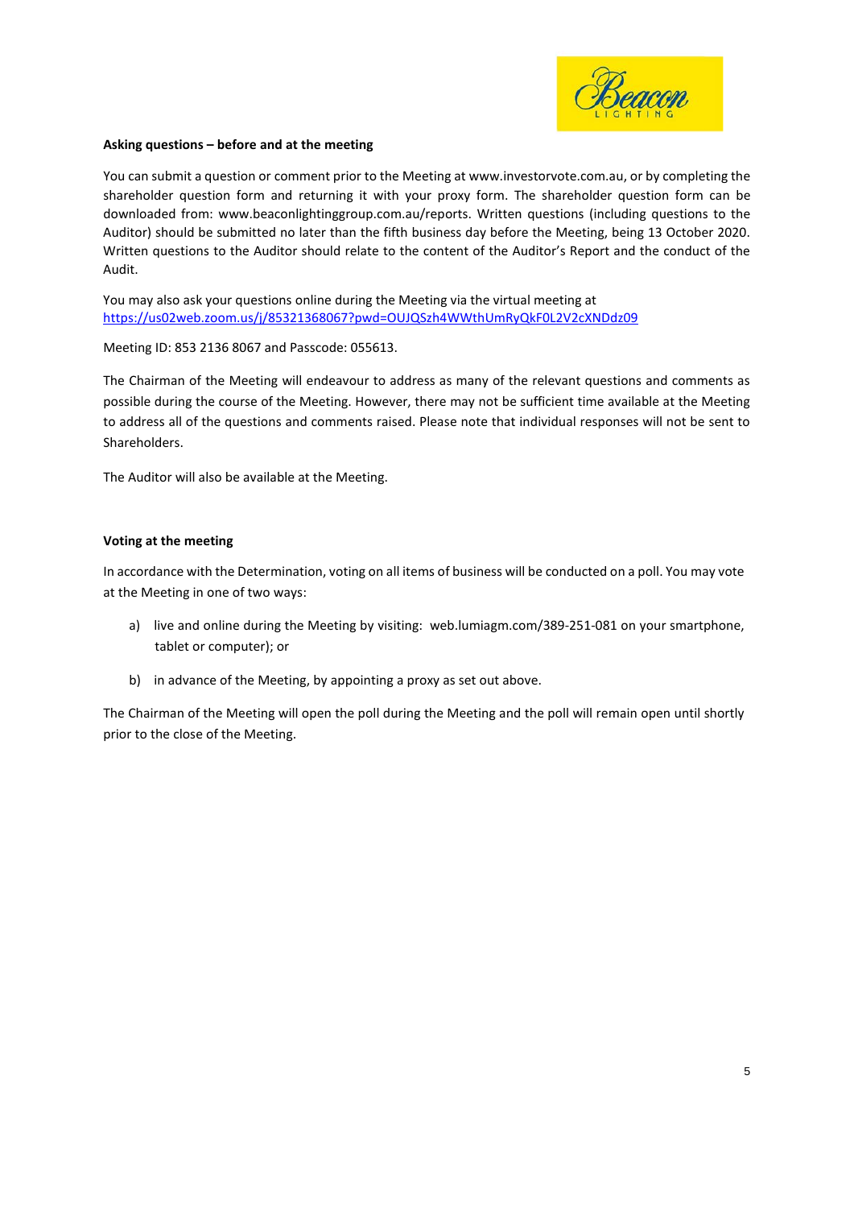**Asking questions – before and at the meeting**

You can submit a question or comment prior to the Meeting at www.investorvote.com.au, or by completing the shareholder question form and returning it with your proxy form. The shareholder question form can be downloaded from: www.beaconlightinggroup.com.au/reports. Written questions (including questions to the Auditor) should be submitted no later than the fifth business day before the Meeting, being 13 October 2020. Written questions to the Auditor should relate to the content of the Auditor's Report and the conduct of the Audit.

You may also ask your questions online during the Meeting via the virtual meeting at https://us02web.zoom.us/j/85321368067?pwd=OUJQSzh4WWthUmRyQkF0L2V2cXNDdz09

Meeting ID: 853 2136 8067 and Passcode: 055613.

The Chairman of the Meeting will endeavour to address as many of the relevant questions and comments as possible during the course of the Meeting. However, there may not be sufficient time available at the Meeting to address all of the questions and comments raised. Please note that individual responses will not be sent to Shareholders.

The Auditor will also be available at the Meeting.

**Voting at the meeting**

In accordance with the Determination, voting on all items of business will be conducted on a poll. You may vote at the Meeting in one of two ways:

a) live and online during the Meeting by visiting: web.lumiagm.com/389-251-081 on your smartphone, tablet or computer); or

b) in advance of the Meeting, by appointing a proxy as set out above.

The Chairman of the Meeting will open the poll during the Meeting and the poll will remain open until shortly prior to the close of the Meeting.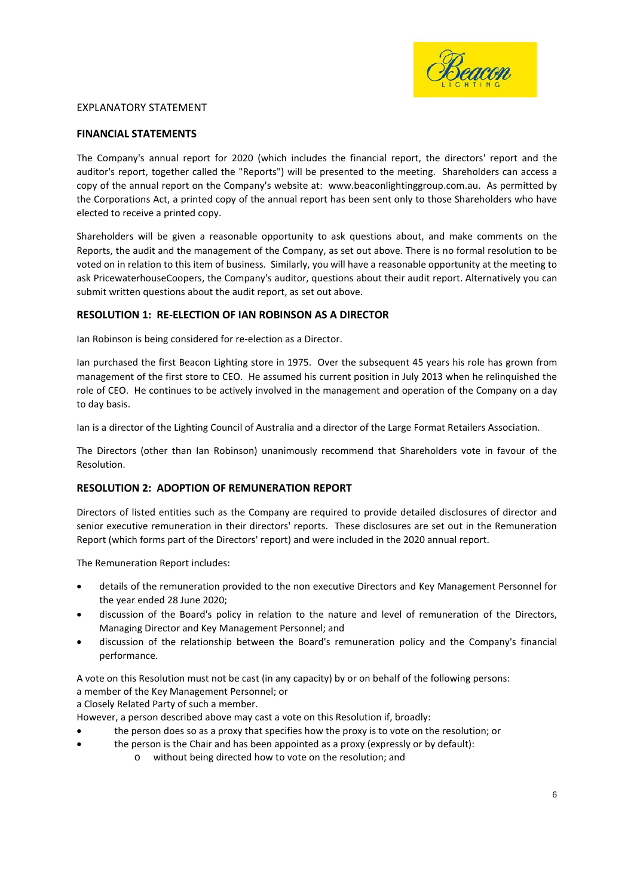EXPLANATORY STATEMENT

## FINANCIAL STATEMENTS

The Company's annual report for 2020 (which includes the financial report, the directors' report and the auditor's report, together called the "Reports") will be presented to the meeting. Shareholders can access a copy of the annual report on the Company's website at: www.beaconlightinggroup.com.au. As permitted by the Corporations Act, a printed copy of the annual report has been sent only to those Shareholders who have elected to receive a printed copy.

Shareholders will be given a reasonable opportunity to ask questions about, and make comments on the Reports, the audit and the management of the Company, as set out above. There is no formal resolution to be voted on in relation to this item of business. Similarly, you will have a reasonable opportunity at the meeting to ask PricewaterhouseCoopers, the Company's auditor, questions about their audit report. Alternatively you can submit written questions about the audit report, as set out above.

## RESOLUTION 1: RE-ELECTION OF IAN ROBINSON AS A DIRECTOR

Ian Robinson is being considered for re-election as a Director.

Ian purchased the first Beacon Lighting store in 1975. Over the subsequent 45 years his role has grown from management of the first store to CEO. He assumed his current position in July 2013 when he relinquished the role of CEO. He continues to be actively involved in the management and operation of the Company on a day to day basis.

Ian is a director of the Lighting Council of Australia and a director of the Large Format Retailers Association.

The Directors (other than Ian Robinson) unanimously recommend that Shareholders vote in favour of the Resolution.

## RESOLUTION 2: ADOPTION OF REMUNERATION REPORT

Directors of listed entities such as the Company are required to provide detailed disclosures of director and senior executive remuneration in their directors' reports. These disclosures are set out in the Remuneration Report (which forms part of the Directors' report) and were included in the 2020 annual report.

The Remuneration Report includes:

- details of the remuneration provided to the non executive Directors and Key Management Personnel for the year ended 28 June 2020;
- discussion of the Board's policy in relation to the nature and level of remuneration of the Directors, Managing Director and Key Management Personnel; and
- discussion of the relationship between the Board's remuneration policy and the Company's financial performance.

A vote on this Resolution must not be cast (in any capacity) by or on behalf of the following persons:
a member of the Key Management Personnel; or
a Closely Related Party of such a member.
However, a person described above may cast a vote on this Resolution if, broadly:

- the person does so as a proxy that specifies how the proxy is to vote on the resolution; or
- the person is the Chair and has been appointed as a proxy (expressly or by default):
  - without being directed how to vote on the resolution; and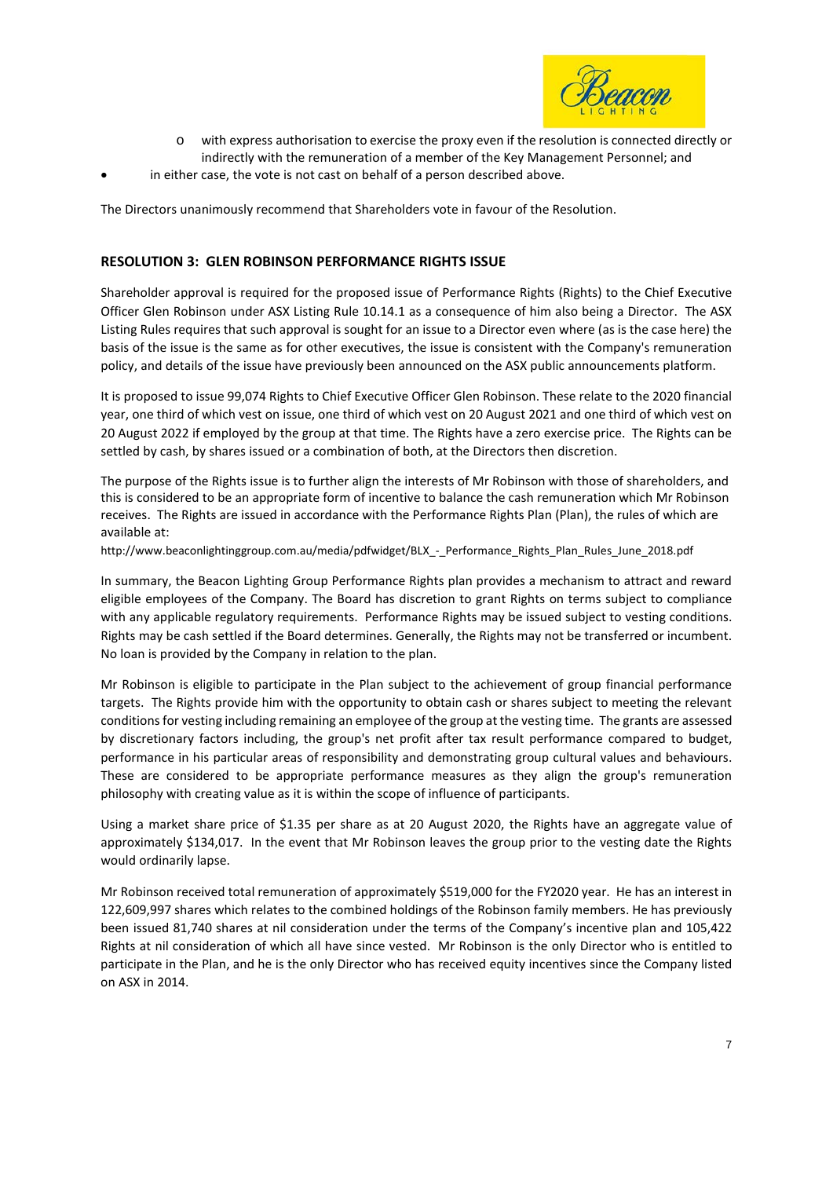- with express authorisation to exercise the proxy even if the resolution is connected directly or indirectly with the remuneration of a member of the Key Management Personnel; and
- in either case, the vote is not cast on behalf of a person described above.

The Directors unanimously recommend that Shareholders vote in favour of the Resolution.

## RESOLUTION 3: GLEN ROBINSON PERFORMANCE RIGHTS ISSUE

Shareholder approval is required for the proposed issue of Performance Rights (Rights) to the Chief Executive Officer Glen Robinson under ASX Listing Rule 10.14.1 as a consequence of him also being a Director. The ASX Listing Rules requires that such approval is sought for an issue to a Director even where (as is the case here) the basis of the issue is the same as for other executives, the issue is consistent with the Company's remuneration policy, and details of the issue have previously been announced on the ASX public announcements platform.

It is proposed to issue 99,074 Rights to Chief Executive Officer Glen Robinson. These relate to the 2020 financial year, one third of which vest on issue, one third of which vest on 20 August 2021 and one third of which vest on 20 August 2022 if employed by the group at that time. The Rights have a zero exercise price. The Rights can be settled by cash, by shares issued or a combination of both, at the Directors then discretion.

The purpose of the Rights issue is to further align the interests of Mr Robinson with those of shareholders, and this is considered to be an appropriate form of incentive to balance the cash remuneration which Mr Robinson receives. The Rights are issued in accordance with the Performance Rights Plan (Plan), the rules of which are available at:

http://www.beaconlightinggroup.com.au/media/pdfwidget/BLX_-_Performance_Rights_Plan_Rules_June_2018.pdf

In summary, the Beacon Lighting Group Performance Rights plan provides a mechanism to attract and reward eligible employees of the Company. The Board has discretion to grant Rights on terms subject to compliance with any applicable regulatory requirements. Performance Rights may be issued subject to vesting conditions. Rights may be cash settled if the Board determines. Generally, the Rights may not be transferred or incumbent. No loan is provided by the Company in relation to the plan.

Mr Robinson is eligible to participate in the Plan subject to the achievement of group financial performance targets. The Rights provide him with the opportunity to obtain cash or shares subject to meeting the relevant conditions for vesting including remaining an employee of the group at the vesting time. The grants are assessed by discretionary factors including, the group's net profit after tax result performance compared to budget, performance in his particular areas of responsibility and demonstrating group cultural values and behaviours. These are considered to be appropriate performance measures as they align the group's remuneration philosophy with creating value as it is within the scope of influence of participants.

Using a market share price of $1.35 per share as at 20 August 2020, the Rights have an aggregate value of approximately $134,017. In the event that Mr Robinson leaves the group prior to the vesting date the Rights would ordinarily lapse.

Mr Robinson received total remuneration of approximately $519,000 for the FY2020 year. He has an interest in 122,609,997 shares which relates to the combined holdings of the Robinson family members. He has previously been issued 81,740 shares at nil consideration under the terms of the Company's incentive plan and 105,422 Rights at nil consideration of which all have since vested. Mr Robinson is the only Director who is entitled to participate in the Plan, and he is the only Director who has received equity incentives since the Company listed on ASX in 2014.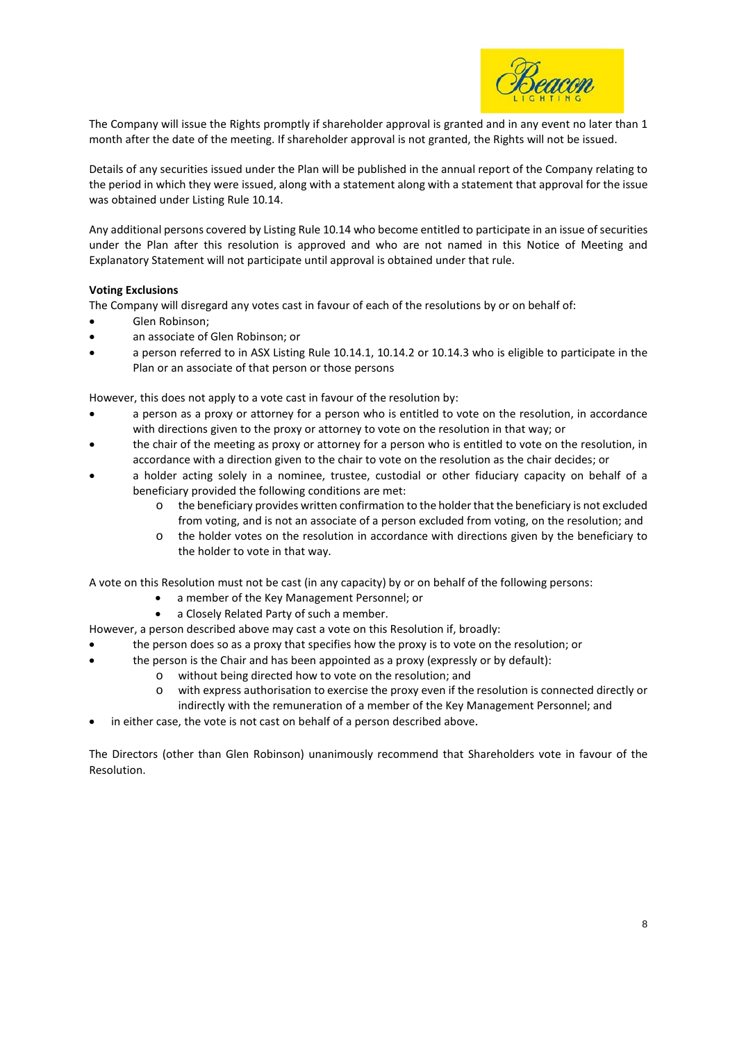The Company will issue the Rights promptly if shareholder approval is granted and in any event no later than 1 month after the date of the meeting. If shareholder approval is not granted, the Rights will not be issued.

Details of any securities issued under the Plan will be published in the annual report of the Company relating to the period in which they were issued, along with a statement along with a statement that approval for the issue was obtained under Listing Rule 10.14.

Any additional persons covered by Listing Rule 10.14 who become entitled to participate in an issue of securities under the Plan after this resolution is approved and who are not named in this Notice of Meeting and Explanatory Statement will not participate until approval is obtained under that rule.

**Voting Exclusions**

The Company will disregard any votes cast in favour of each of the resolutions by or on behalf of:

- Glen Robinson;
- an associate of Glen Robinson; or
- a person referred to in ASX Listing Rule 10.14.1, 10.14.2 or 10.14.3 who is eligible to participate in the Plan or an associate of that person or those persons

However, this does not apply to a vote cast in favour of the resolution by:

- a person as a proxy or attorney for a person who is entitled to vote on the resolution, in accordance with directions given to the proxy or attorney to vote on the resolution in that way; or
- the chair of the meeting as proxy or attorney for a person who is entitled to vote on the resolution, in accordance with a direction given to the chair to vote on the resolution as the chair decides; or
- a holder acting solely in a nominee, trustee, custodial or other fiduciary capacity on behalf of a beneficiary provided the following conditions are met:
    - the beneficiary provides written confirmation to the holder that the beneficiary is not excluded from voting, and is not an associate of a person excluded from voting, on the resolution; and
    - the holder votes on the resolution in accordance with directions given by the beneficiary to the holder to vote in that way.

A vote on this Resolution must not be cast (in any capacity) by or on behalf of the following persons:

- a member of the Key Management Personnel; or
- a Closely Related Party of such a member.

However, a person described above may cast a vote on this Resolution if, broadly:

- the person does so as a proxy that specifies how the proxy is to vote on the resolution; or
- the person is the Chair and has been appointed as a proxy (expressly or by default):
    - without being directed how to vote on the resolution; and
    - with express authorisation to exercise the proxy even if the resolution is connected directly or indirectly with the remuneration of a member of the Key Management Personnel; and
- in either case, the vote is not cast on behalf of a person described above.

The Directors (other than Glen Robinson) unanimously recommend that Shareholders vote in favour of the Resolution.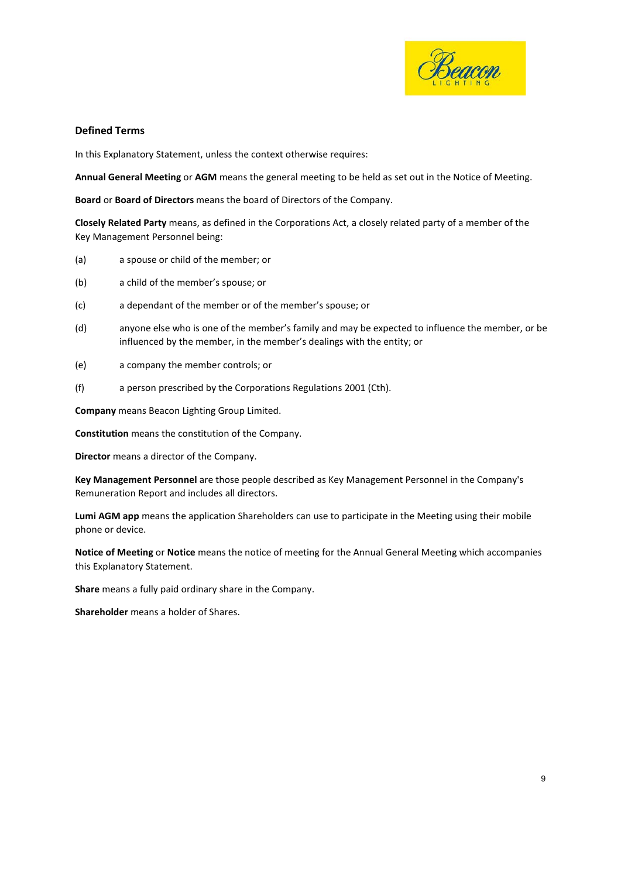## Defined Terms

In this Explanatory Statement, unless the context otherwise requires:

**Annual General Meeting** or **AGM** means the general meeting to be held as set out in the Notice of Meeting.

**Board** or **Board of Directors** means the board of Directors of the Company.

**Closely Related Party** means, as defined in the Corporations Act, a closely related party of a member of the Key Management Personnel being:

(a) a spouse or child of the member; or

(b) a child of the member's spouse; or

(c) a dependant of the member or of the member's spouse; or

(d) anyone else who is one of the member's family and may be expected to influence the member, or be influenced by the member, in the member's dealings with the entity; or

(e) a company the member controls; or

(f) a person prescribed by the Corporations Regulations 2001 (Cth).

**Company** means Beacon Lighting Group Limited.

**Constitution** means the constitution of the Company.

**Director** means a director of the Company.

**Key Management Personnel** are those people described as Key Management Personnel in the Company's Remuneration Report and includes all directors.

**Lumi AGM app** means the application Shareholders can use to participate in the Meeting using their mobile phone or device.

**Notice of Meeting** or **Notice** means the notice of meeting for the Annual General Meeting which accompanies this Explanatory Statement.

**Share** means a fully paid ordinary share in the Company.

**Shareholder** means a holder of Shares.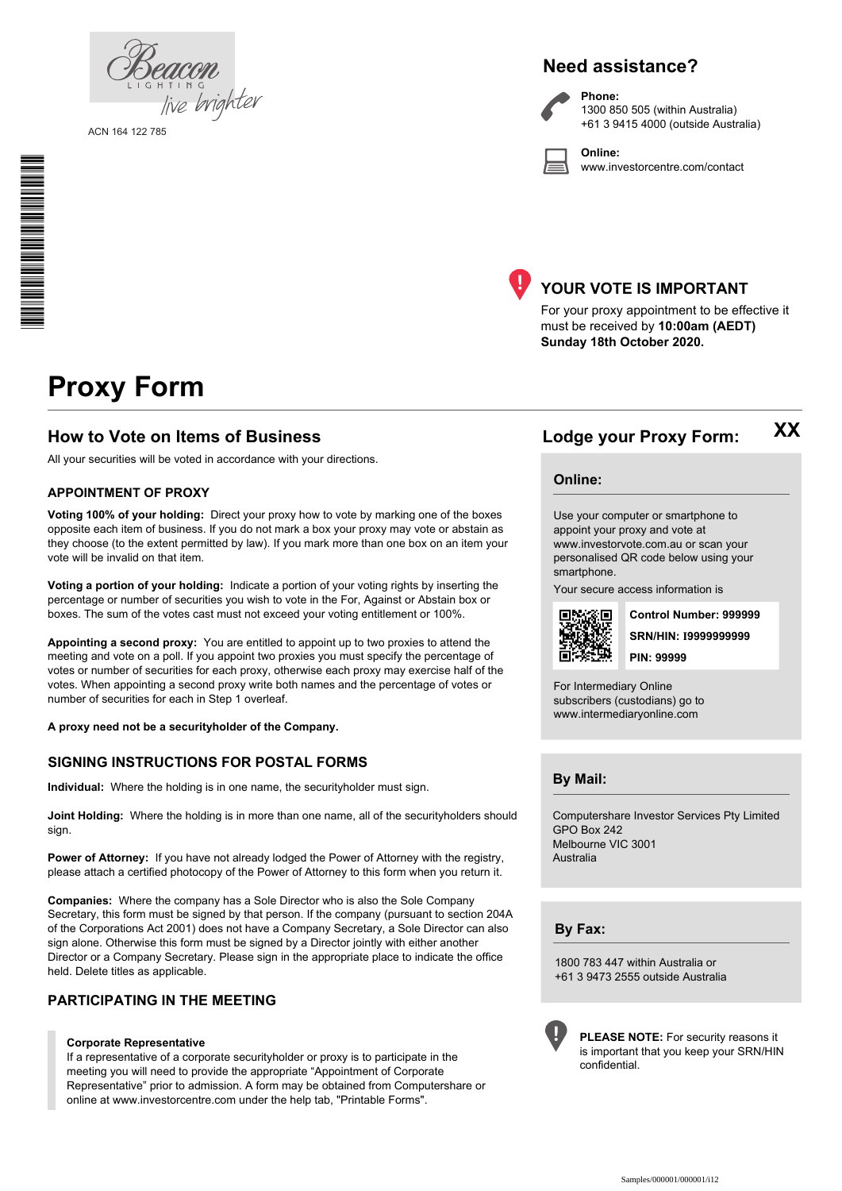ACN 164 122 785

## Need assistance?

**Phone:**
1300 850 505 (within Australia)
+61 3 9415 4000 (outside Australia)

**Online:**
www.investorcentre.com/contact

## YOUR VOTE IS IMPORTANT

For your proxy appointment to be effective it must be received by **10:00am (AEDT) Sunday 18th October 2020.**

# Proxy Form

## How to Vote on Items of Business

All your securities will be voted in accordance with your directions.

### APPOINTMENT OF PROXY

**Voting 100% of your holding:** Direct your proxy how to vote by marking one of the boxes opposite each item of business. If you do not mark a box your proxy may vote or abstain as they choose (to the extent permitted by law). If you mark more than one box on an item your vote will be invalid on that item.

**Voting a portion of your holding:** Indicate a portion of your voting rights by inserting the percentage or number of securities you wish to vote in the For, Against or Abstain box or boxes. The sum of the votes cast must not exceed your voting entitlement or 100%.

**Appointing a second proxy:** You are entitled to appoint up to two proxies to attend the meeting and vote on a poll. If you appoint two proxies you must specify the percentage of votes or number of securities for each proxy, otherwise each proxy may exercise half of the votes. When appointing a second proxy write both names and the percentage of votes or number of securities for each in Step 1 overleaf.

**A proxy need not be a securityholder of the Company.**

### SIGNING INSTRUCTIONS FOR POSTAL FORMS

**Individual:** Where the holding is in one name, the securityholder must sign.

**Joint Holding:** Where the holding is in more than one name, all of the securityholders should sign.

**Power of Attorney:** If you have not already lodged the Power of Attorney with the registry, please attach a certified photocopy of the Power of Attorney to this form when you return it.

**Companies:** Where the company has a Sole Director who is also the Sole Company Secretary, this form must be signed by that person. If the company (pursuant to section 204A of the Corporations Act 2001) does not have a Company Secretary, a Sole Director can also sign alone. Otherwise this form must be signed by a Director jointly with either another Director or a Company Secretary. Please sign in the appropriate place to indicate the office held. Delete titles as applicable.

### PARTICIPATING IN THE MEETING

**Corporate Representative**
If a representative of a corporate securityholder or proxy is to participate in the meeting you will need to provide the appropriate "Appointment of Corporate Representative" prior to admission. A form may be obtained from Computershare or online at www.investorcentre.com under the help tab, "Printable Forms".

## Lodge your Proxy Form: XX

### Online:

Use your computer or smartphone to appoint your proxy and vote at www.investorvote.com.au or scan your personalised QR code below using your smartphone.

Your secure access information is

**Control Number: 999999**
**SRN/HIN: I9999999999**
**PIN: 99999**

For Intermediary Online subscribers (custodians) go to www.intermediaryonline.com

### By Mail:

Computershare Investor Services Pty Limited
GPO Box 242
Melbourne VIC 3001
Australia

### By Fax:

1800 783 447 within Australia or
+61 3 9473 2555 outside Australia

**PLEASE NOTE:** For security reasons it is important that you keep your SRN/HIN confidential.

Samples/000001/000001/i12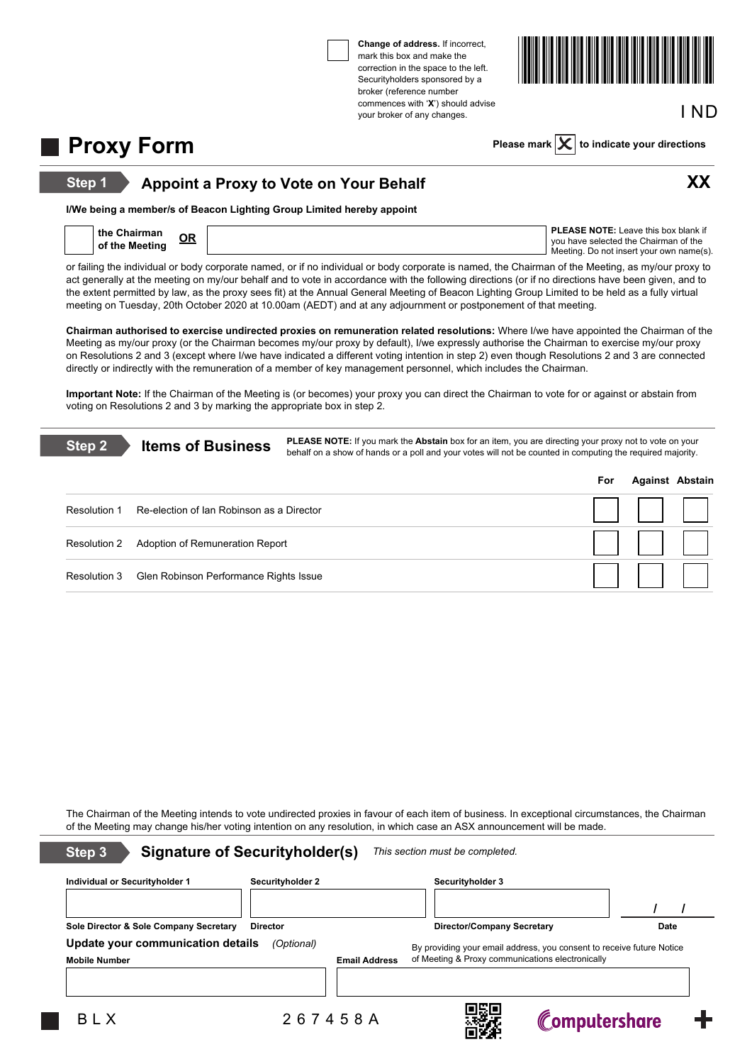Change of address. If incorrect, mark this box and make the correction in the space to the left. Securityholders sponsored by a broker (reference number commences with 'X') should advise your broker of any changes.

I ND

# Proxy Form

Please mark X to indicate your directions

## Step 1 Appoint a Proxy to Vote on Your Behalf

XX

**I/We being a member/s of Beacon Lighting Group Limited hereby appoint**

the Chairman of the Meeting **OR**

**PLEASE NOTE:** Leave this box blank if you have selected the Chairman of the Meeting. Do not insert your own name(s).

or failing the individual or body corporate named, or if no individual or body corporate is named, the Chairman of the Meeting, as my/our proxy to act generally at the meeting on my/our behalf and to vote in accordance with the following directions (or if no directions have been given, and to the extent permitted by law, as the proxy sees fit) at the Annual General Meeting of Beacon Lighting Group Limited to be held as a fully virtual meeting on Tuesday, 20th October 2020 at 10.00am (AEDT) and at any adjournment or postponement of that meeting.

**Chairman authorised to exercise undirected proxies on remuneration related resolutions:** Where I/we have appointed the Chairman of the Meeting as my/our proxy (or the Chairman becomes my/our proxy by default), I/we expressly authorise the Chairman to exercise my/our proxy on Resolutions 2 and 3 (except where I/we have indicated a different voting intention in step 2) even though Resolutions 2 and 3 are connected directly or indirectly with the remuneration of a member of key management personnel, which includes the Chairman.

**Important Note:** If the Chairman of the Meeting is (or becomes) your proxy you can direct the Chairman to vote for or against or abstain from voting on Resolutions 2 and 3 by marking the appropriate box in step 2.

## Step 2 Items of Business

**PLEASE NOTE:** If you mark the **Abstain** box for an item, you are directing your proxy not to vote on your behalf on a show of hands or a poll and your votes will not be counted in computing the required majority.

| | | For | Against | Abstain |
|---|---|---|---|---|
| Resolution 1 | Re-election of Ian Robinson as a Director | | | |
| Resolution 2 | Adoption of Remuneration Report | | | |
| Resolution 3 | Glen Robinson Performance Rights Issue | | | |

The Chairman of the Meeting intends to vote undirected proxies in favour of each item of business. In exceptional circumstances, the Chairman of the Meeting may change his/her voting intention on any resolution, in which case an ASX announcement will be made.

## Step 3 Signature of Securityholder(s)

*This section must be completed.*

| Individual or Securityholder 1 | Securityholder 2 | Securityholder 3 | |
|---|---|---|---|
| | | | / / |
| Sole Director & Sole Company Secretary | Director | Director/Company Secretary | Date |

**Update your communication details** *(Optional)*

By providing your email address, you consent to receive future Notice of Meeting & Proxy communications electronically

**Mobile Number** **Email Address**

B L X 2 6 7 4 5 8 A

Computershare